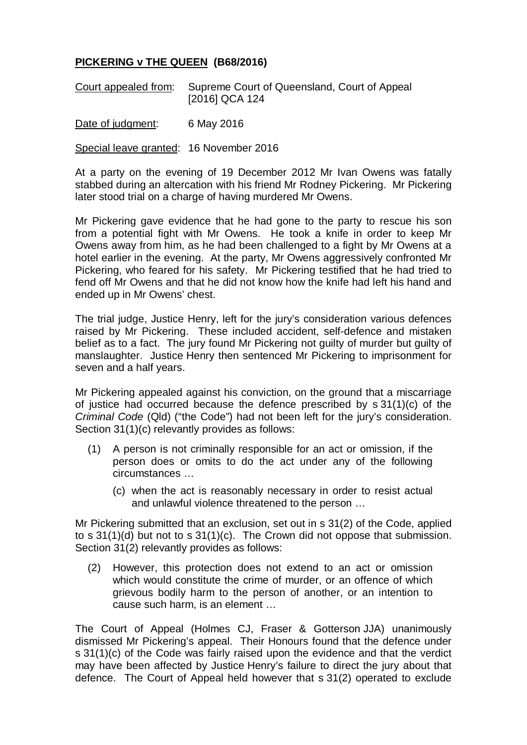**PICKERING v THE QUEEN (B68/2016)**

Court appealed from: Supreme Court of Queensland, Court of Appeal [2016] QCA 124

Date of judgment: 6 May 2016

Special leave granted: 16 November 2016

At a party on the evening of 19 December 2012 Mr Ivan Owens was fatally stabbed during an altercation with his friend Mr Rodney Pickering. Mr Pickering later stood trial on a charge of having murdered Mr Owens.

Mr Pickering gave evidence that he had gone to the party to rescue his son from a potential fight with Mr Owens. He took a knife in order to keep Mr Owens away from him, as he had been challenged to a fight by Mr Owens at a hotel earlier in the evening. At the party, Mr Owens aggressively confronted Mr Pickering, who feared for his safety. Mr Pickering testified that he had tried to fend off Mr Owens and that he did not know how the knife had left his hand and ended up in Mr Owens' chest.

The trial judge, Justice Henry, left for the jury's consideration various defences raised by Mr Pickering. These included accident, self-defence and mistaken belief as to a fact. The jury found Mr Pickering not guilty of murder but guilty of manslaughter. Justice Henry then sentenced Mr Pickering to imprisonment for seven and a half years.

Mr Pickering appealed against his conviction, on the ground that a miscarriage of justice had occurred because the defence prescribed by s 31(1)(c) of the *Criminal Code* (Qld) ("the Code") had not been left for the jury's consideration. Section 31(1)(c) relevantly provides as follows:

> (1) A person is not criminally responsible for an act or omission, if the person does or omits to do the act under any of the following circumstances …
>
> (c) when the act is reasonably necessary in order to resist actual and unlawful violence threatened to the person …

Mr Pickering submitted that an exclusion, set out in s 31(2) of the Code, applied to s 31(1)(d) but not to s 31(1)(c). The Crown did not oppose that submission. Section 31(2) relevantly provides as follows:

> (2) However, this protection does not extend to an act or omission which would constitute the crime of murder, or an offence of which grievous bodily harm to the person of another, or an intention to cause such harm, is an element …

The Court of Appeal (Holmes CJ, Fraser & Gotterson JJA) unanimously dismissed Mr Pickering's appeal. Their Honours found that the defence under s 31(1)(c) of the Code was fairly raised upon the evidence and that the verdict may have been affected by Justice Henry's failure to direct the jury about that defence. The Court of Appeal held however that s 31(2) operated to exclude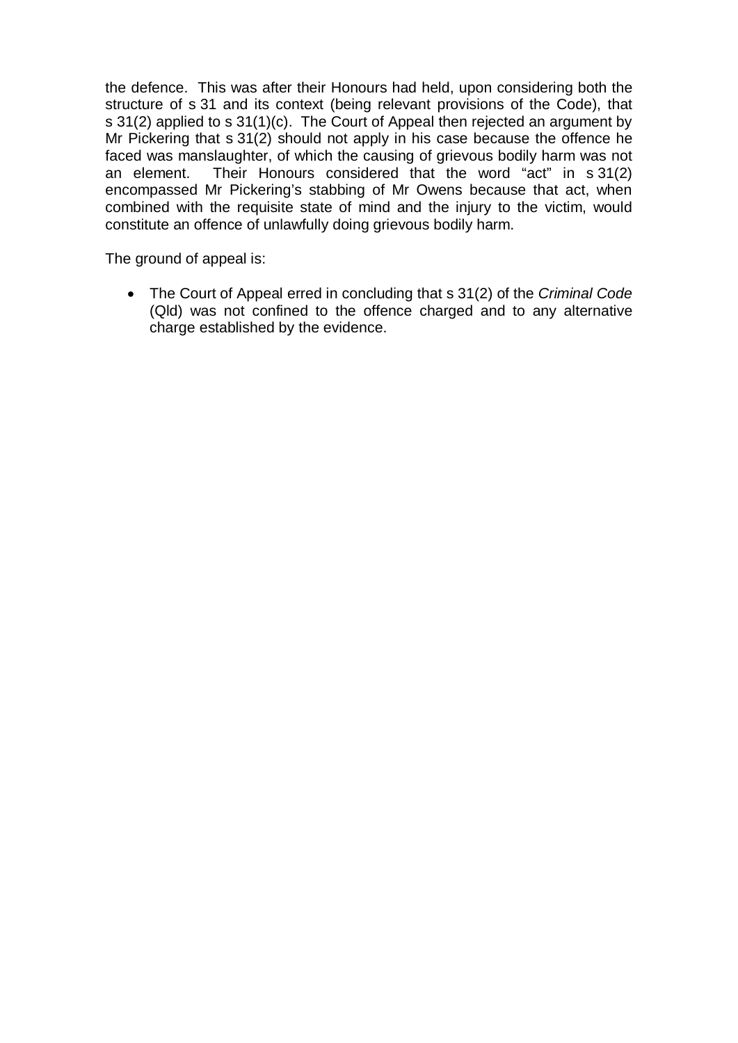the defence. This was after their Honours had held, upon considering both the structure of s 31 and its context (being relevant provisions of the Code), that s 31(2) applied to s 31(1)(c). The Court of Appeal then rejected an argument by Mr Pickering that s 31(2) should not apply in his case because the offence he faced was manslaughter, of which the causing of grievous bodily harm was not an element. Their Honours considered that the word "act" in s 31(2) encompassed Mr Pickering's stabbing of Mr Owens because that act, when combined with the requisite state of mind and the injury to the victim, would constitute an offence of unlawfully doing grievous bodily harm.

The ground of appeal is:

- The Court of Appeal erred in concluding that s 31(2) of the *Criminal Code* (Qld) was not confined to the offence charged and to any alternative charge established by the evidence.